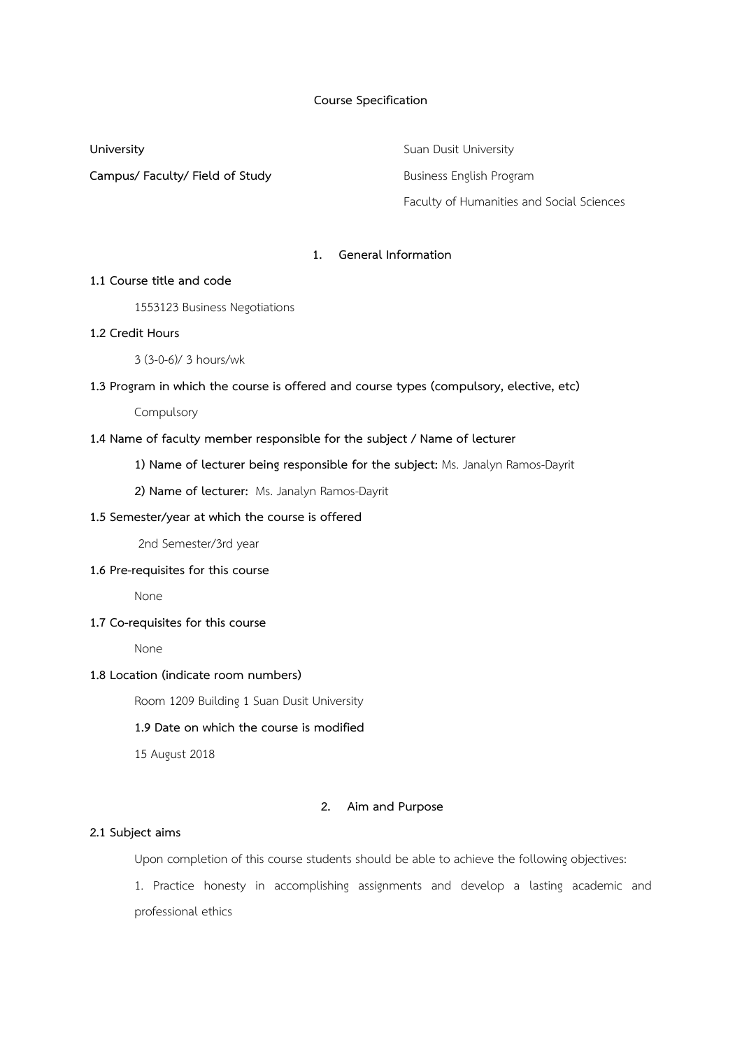# Course Specification

**University** Suan Dusit University

**Campus/ Faculty/ Field of Study** Business English Program

Faculty of Humanities and Social Sciences

## 1. General Information

**1.1 Course title and code**

1553123 Business Negotiations

**1.2 Credit Hours**

3 (3-0-6)/ 3 hours/wk

**1.3 Program in which the course is offered and course types (compulsory, elective, etc)**

Compulsory

**1.4 Name of faculty member responsible for the subject / Name of lecturer**

**1) Name of lecturer being responsible for the subject:** Ms. Janalyn Ramos-Dayrit

**2) Name of lecturer:** Ms. Janalyn Ramos-Dayrit

**1.5 Semester/year at which the course is offered**

2nd Semester/3rd year

**1.6 Pre-requisites for this course**

None

**1.7 Co-requisites for this course**

None

**1.8 Location (indicate room numbers)**

Room 1209 Building 1 Suan Dusit University

**1.9 Date on which the course is modified**

15 August 2018

## 2. Aim and Purpose

**2.1 Subject aims**

Upon completion of this course students should be able to achieve the following objectives:

1. Practice honesty in accomplishing assignments and develop a lasting academic and professional ethics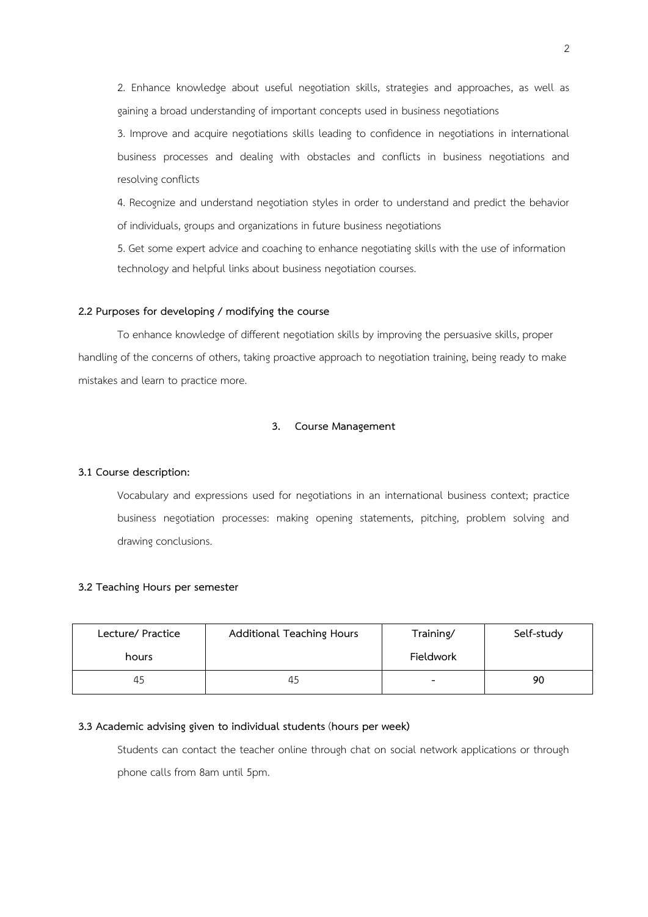2. Enhance knowledge about useful negotiation skills, strategies and approaches, as well as gaining a broad understanding of important concepts used in business negotiations

3. Improve and acquire negotiations skills leading to confidence in negotiations in international business processes and dealing with obstacles and conflicts in business negotiations and resolving conflicts

4. Recognize and understand negotiation styles in order to understand and predict the behavior of individuals, groups and organizations in future business negotiations

5. Get some expert advice and coaching to enhance negotiating skills with the use of information technology and helpful links about business negotiation courses.

**2.2 Purposes for developing / modifying the course**

To enhance knowledge of different negotiation skills by improving the persuasive skills, proper handling of the concerns of others, taking proactive approach to negotiation training, being ready to make mistakes and learn to practice more.

## 3. Course Management

**3.1 Course description:**

Vocabulary and expressions used for negotiations in an international business context; practice business negotiation processes: making opening statements, pitching, problem solving and drawing conclusions.

**3.2 Teaching Hours per semester**

| Lecture/ Practice hours | Additional Teaching Hours | Training/ Fieldwork | Self-study |
|---|---|---|---|
| 45 | 45 | - | 90 |

**3.3 Academic advising given to individual students (hours per week)**

Students can contact the teacher online through chat on social network applications or through phone calls from 8am until 5pm.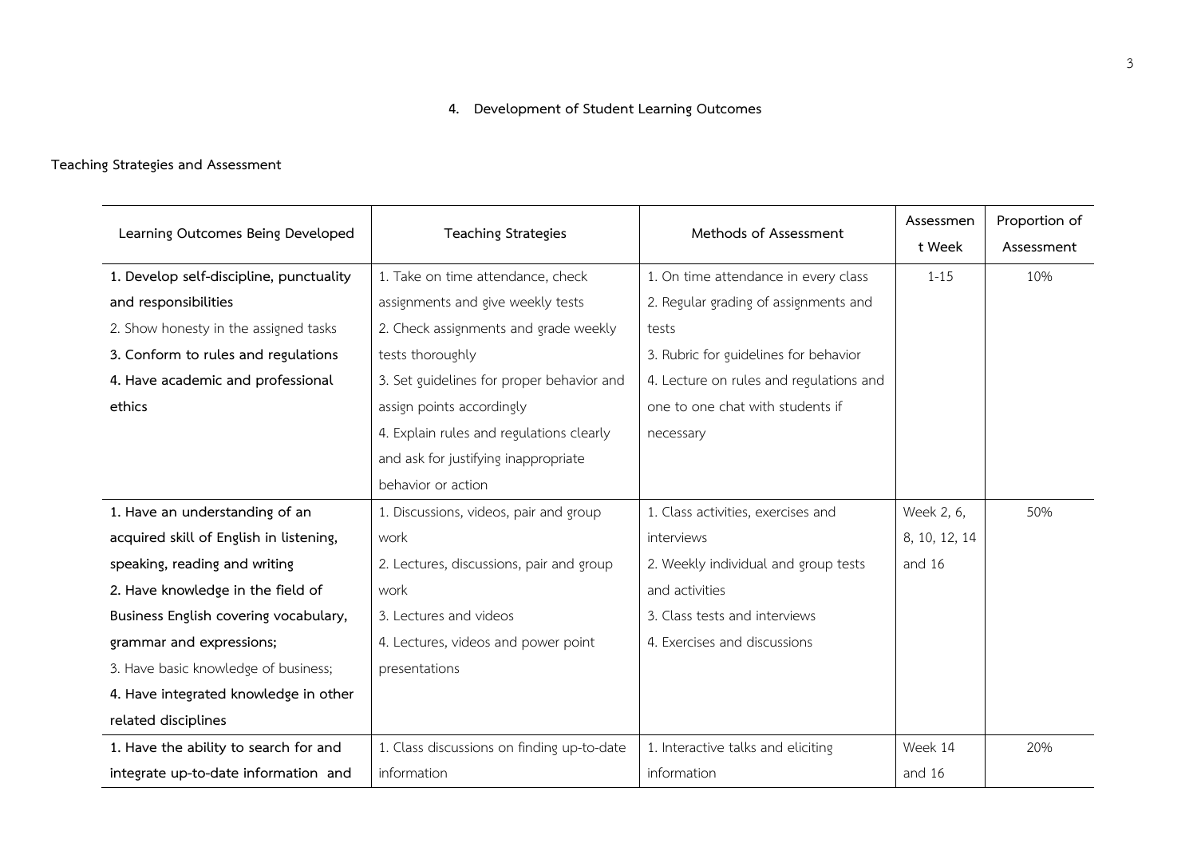## 4. Development of Student Learning Outcomes

**Teaching Strategies and Assessment**

| Learning Outcomes Being Developed | Teaching Strategies | Methods of Assessment | Assessment Week | Proportion of Assessment |
|---|---|---|---|---|
| **1. Develop self-discipline, punctuality and responsibilities**<br>2. Show honesty in the assigned tasks<br>**3. Conform to rules and regulations**<br>**4. Have academic and professional ethics** | 1. Take on time attendance, check assignments and give weekly tests<br>2. Check assignments and grade weekly tests thoroughly<br>3. Set guidelines for proper behavior and assign points accordingly<br>4. Explain rules and regulations clearly and ask for justifying inappropriate behavior or action | 1. On time attendance in every class<br>2. Regular grading of assignments and tests<br>3. Rubric for guidelines for behavior<br>4. Lecture on rules and regulations and one to one chat with students if necessary | 1-15 | 10% |
| **1. Have an understanding of an acquired skill of English in listening, speaking, reading and writing**<br>**2. Have knowledge in the field of Business English covering vocabulary, grammar and expressions;**<br>3. Have basic knowledge of business;<br>**4. Have integrated knowledge in other related disciplines** | 1. Discussions, videos, pair and group work<br>2. Lectures, discussions, pair and group work<br>3. Lectures and videos<br>4. Lectures, videos and power point presentations | 1. Class activities, exercises and interviews<br>2. Weekly individual and group tests and activities<br>3. Class tests and interviews<br>4. Exercises and discussions | Week 2, 6, 8, 10, 12, 14 and 16 | 50% |
| **1. Have the ability to search for and integrate up-to-date information and** | 1. Class discussions on finding up-to-date information | 1. Interactive talks and eliciting information | Week 14 and 16 | 20% |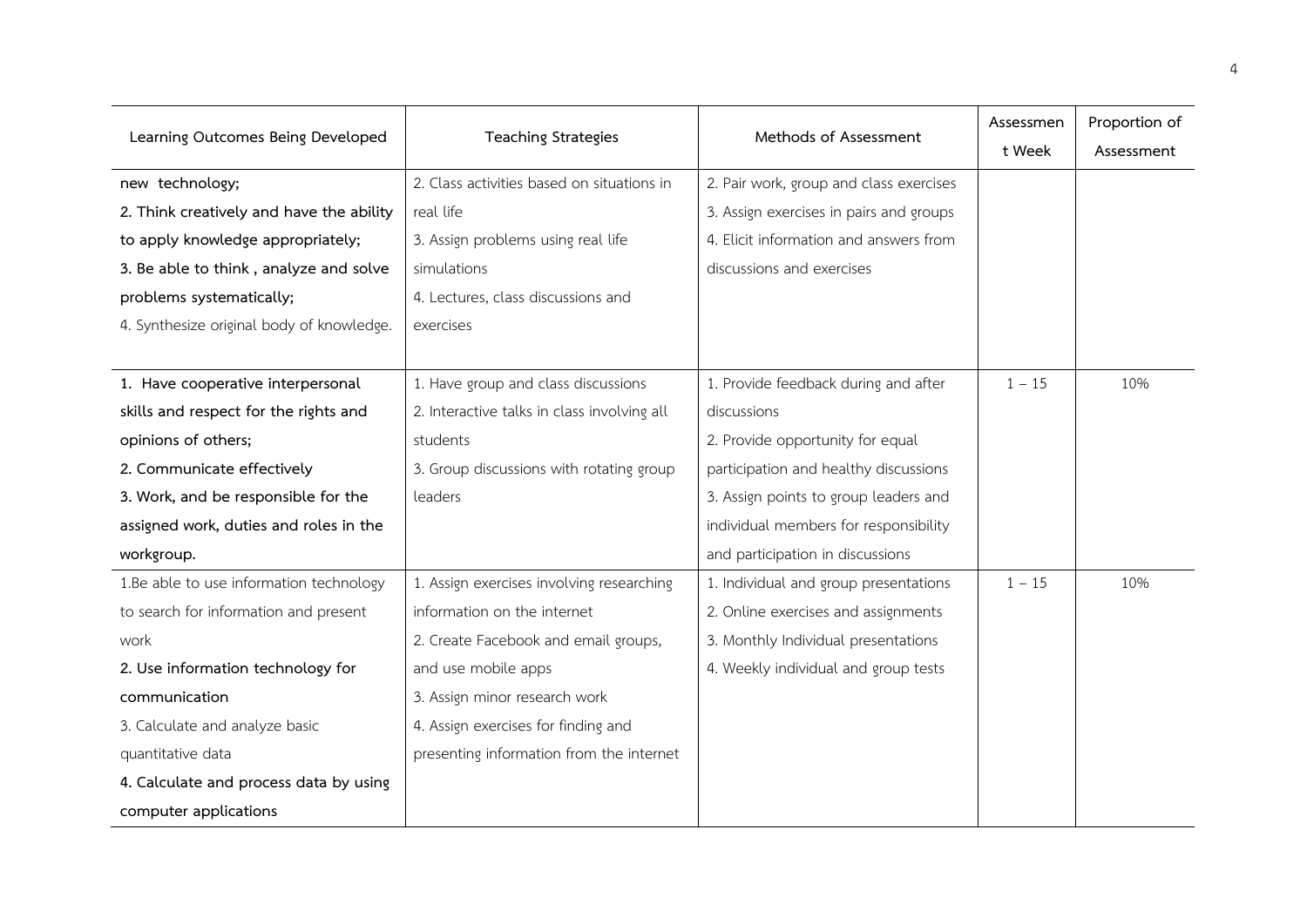| Learning Outcomes Being Developed | Teaching Strategies | Methods of Assessment | Assessment Week | Proportion of Assessment |
|---|---|---|---|---|
| **new technology;**<br>**2. Think creatively and have the ability to apply knowledge appropriately;**<br>**3. Be able to think , analyze and solve problems systematically;**<br>4. Synthesize original body of knowledge. | 2. Class activities based on situations in real life<br>3. Assign problems using real life simulations<br>4. Lectures, class discussions and exercises | 2. Pair work, group and class exercises<br>3. Assign exercises in pairs and groups<br>4. Elicit information and answers from discussions and exercises | | |
| **1. Have cooperative interpersonal skills and respect for the rights and opinions of others;**<br>**2. Communicate effectively**<br>**3. Work, and be responsible for the assigned work, duties and roles in the workgroup.** | 1. Have group and class discussions<br>2. Interactive talks in class involving all students<br>3. Group discussions with rotating group leaders | 1. Provide feedback during and after discussions<br>2. Provide opportunity for equal participation and healthy discussions<br>3. Assign points to group leaders and individual members for responsibility and participation in discussions | 1 – 15 | 10% |
| 1.Be able to use information technology to search for information and present work<br>**2. Use information technology for communication**<br>3. Calculate and analyze basic quantitative data<br>**4. Calculate and process data by using computer applications** | 1. Assign exercises involving researching information on the internet<br>2. Create Facebook and email groups, and use mobile apps<br>3. Assign minor research work<br>4. Assign exercises for finding and presenting information from the internet | 1. Individual and group presentations<br>2. Online exercises and assignments<br>3. Monthly Individual presentations<br>4. Weekly individual and group tests | 1 – 15 | 10% |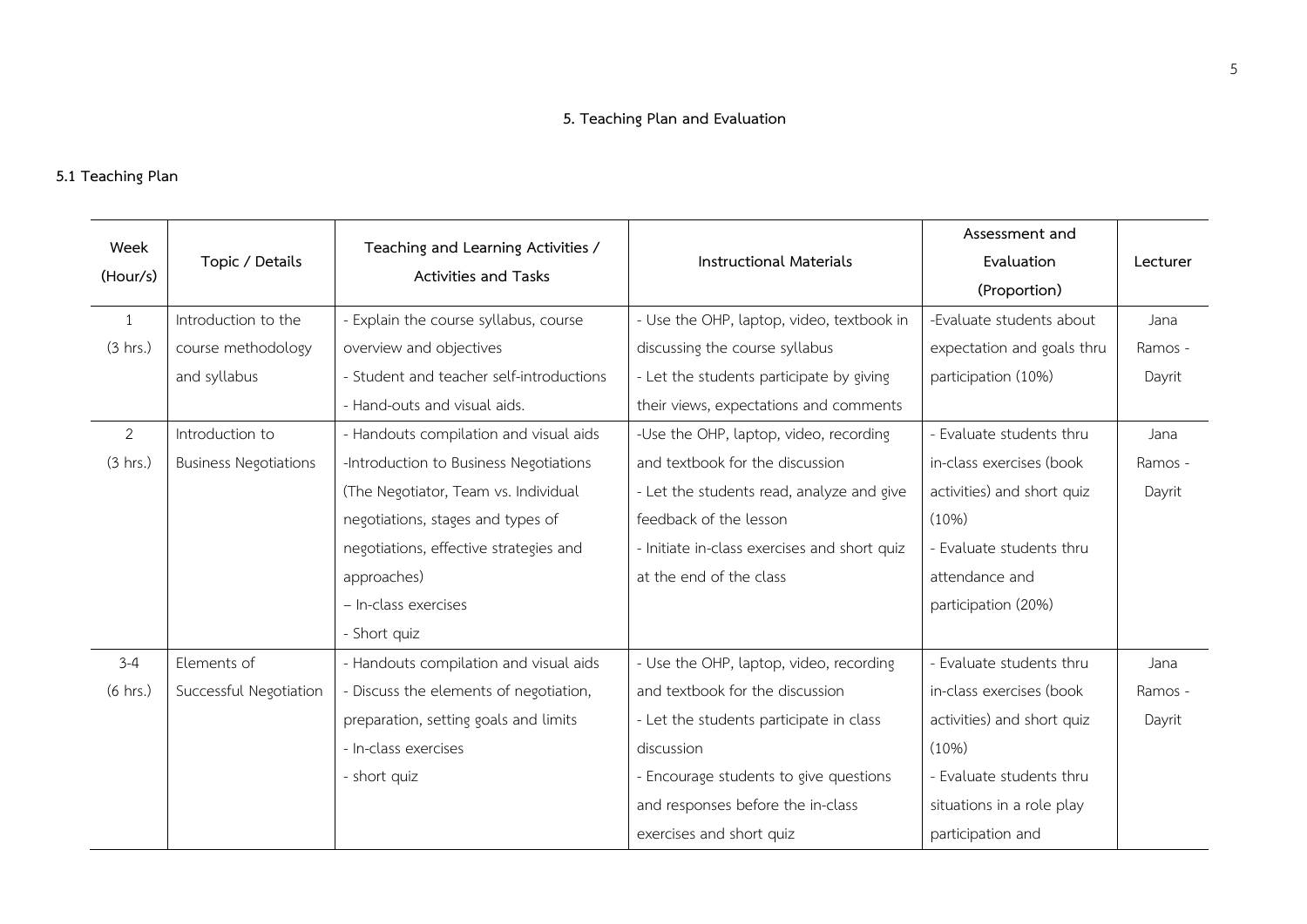## 5. Teaching Plan and Evaluation

### 5.1 Teaching Plan

| Week (Hour/s) | Topic / Details | Teaching and Learning Activities / Activities and Tasks | Instructional Materials | Assessment and Evaluation (Proportion) | Lecturer |
|---|---|---|---|---|---|
| 1 (3 hrs.) | Introduction to the course methodology and syllabus | - Explain the course syllabus, course overview and objectives<br>- Student and teacher self-introductions<br>- Hand-outs and visual aids. | - Use the OHP, laptop, video, textbook in discussing the course syllabus<br>- Let the students participate by giving their views, expectations and comments | -Evaluate students about expectation and goals thru participation (10%) | Jana Ramos - Dayrit |
| 2 (3 hrs.) | Introduction to Business Negotiations | - Handouts compilation and visual aids<br>-Introduction to Business Negotiations (The Negotiator, Team vs. Individual negotiations, stages and types of negotiations, effective strategies and approaches)<br>– In-class exercises<br>- Short quiz | -Use the OHP, laptop, video, recording and textbook for the discussion<br>- Let the students read, analyze and give feedback of the lesson<br>- Initiate in-class exercises and short quiz at the end of the class | - Evaluate students thru in-class exercises (book activities) and short quiz (10%)<br>- Evaluate students thru attendance and participation (20%) | Jana Ramos - Dayrit |
| 3-4 (6 hrs.) | Elements of Successful Negotiation | - Handouts compilation and visual aids<br>- Discuss the elements of negotiation, preparation, setting goals and limits<br>- In-class exercises<br>- short quiz | - Use the OHP, laptop, video, recording and textbook for the discussion<br>- Let the students participate in class discussion<br>- Encourage students to give questions and responses before the in-class exercises and short quiz | - Evaluate students thru in-class exercises (book activities) and short quiz (10%)<br>- Evaluate students thru situations in a role play participation and | Jana Ramos - Dayrit |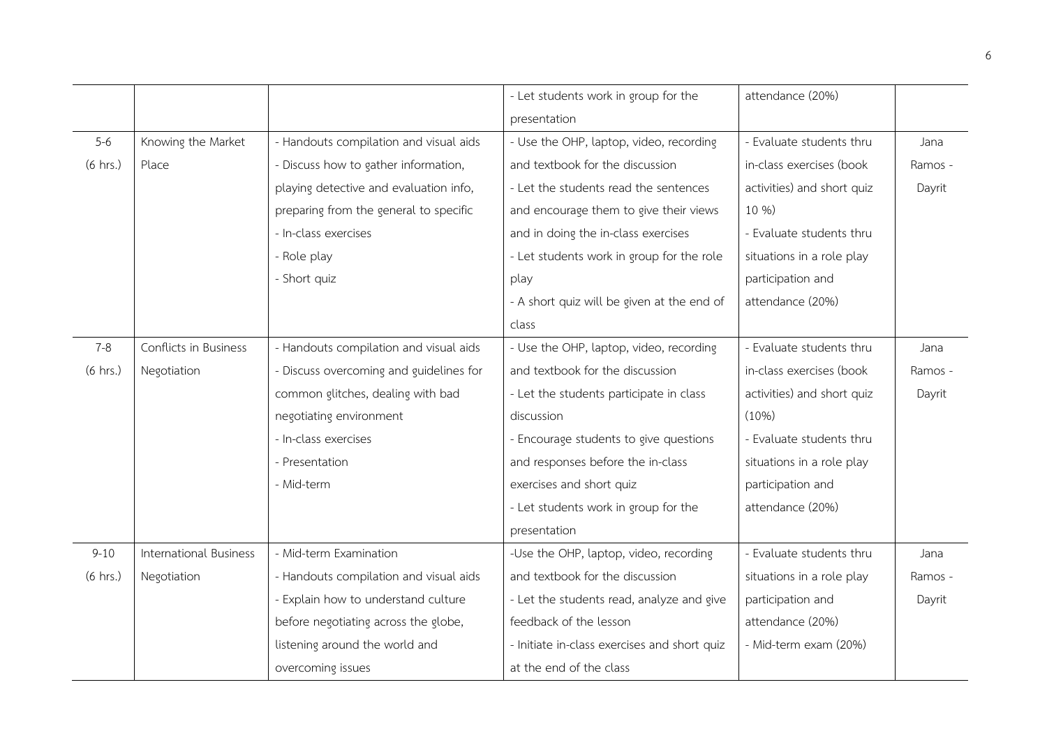| | | | - Let students work in group for the presentation | attendance (20%) | |
|---|---|---|---|---|---|
| 5-6 (6 hrs.) | Knowing the Market Place | - Handouts compilation and visual aids<br>- Discuss how to gather information, playing detective and evaluation info, preparing from the general to specific<br>- In-class exercises<br>- Role play<br>- Short quiz | - Use the OHP, laptop, video, recording and textbook for the discussion<br>- Let the students read the sentences and encourage them to give their views and in doing the in-class exercises<br>- Let students work in group for the role play<br>- A short quiz will be given at the end of class | - Evaluate students thru in-class exercises (book activities) and short quiz 10 %)<br>- Evaluate students thru situations in a role play participation and attendance (20%) | Jana Ramos - Dayrit |
| 7-8 (6 hrs.) | Conflicts in Business Negotiation | - Handouts compilation and visual aids<br>- Discuss overcoming and guidelines for common glitches, dealing with bad negotiating environment<br>- In-class exercises<br>- Presentation<br>- Mid-term | - Use the OHP, laptop, video, recording and textbook for the discussion<br>- Let the students participate in class discussion<br>- Encourage students to give questions and responses before the in-class exercises and short quiz<br>- Let students work in group for the presentation | - Evaluate students thru in-class exercises (book activities) and short quiz (10%)<br>- Evaluate students thru situations in a role play participation and attendance (20%) | Jana Ramos - Dayrit |
| 9-10 (6 hrs.) | International Business Negotiation | - Mid-term Examination<br>- Handouts compilation and visual aids<br>- Explain how to understand culture before negotiating across the globe, listening around the world and overcoming issues | -Use the OHP, laptop, video, recording and textbook for the discussion<br>- Let the students read, analyze and give feedback of the lesson<br>- Initiate in-class exercises and short quiz at the end of the class | - Evaluate students thru situations in a role play participation and attendance (20%)<br>- Mid-term exam (20%) | Jana Ramos - Dayrit |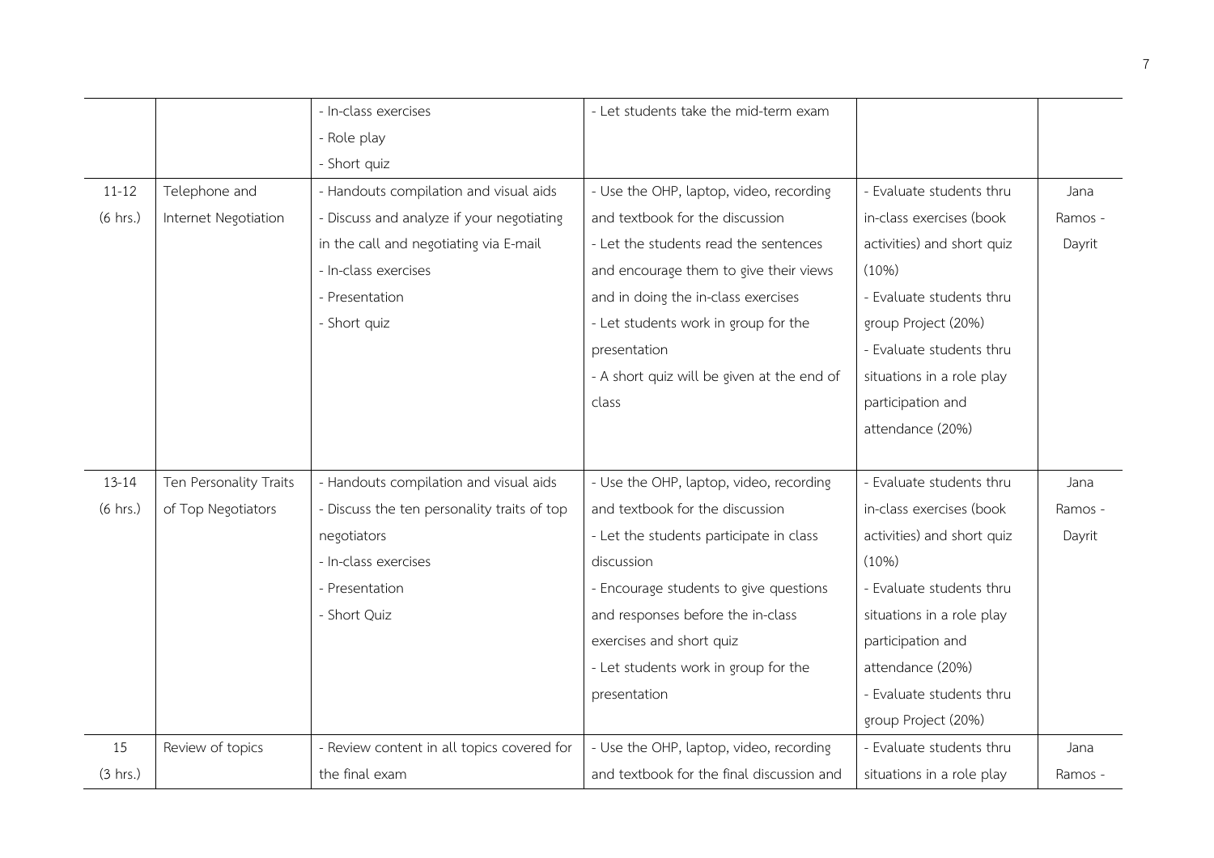| | | | | | |
|---|---|---|---|---|---|
| | | - In-class exercises<br>- Role play<br>- Short quiz | - Let students take the mid-term exam | | |
| 11-12<br>(6 hrs.) | Telephone and Internet Negotiation | - Handouts compilation and visual aids<br>- Discuss and analyze if your negotiating in the call and negotiating via E-mail<br>- In-class exercises<br>- Presentation<br>- Short quiz | - Use the OHP, laptop, video, recording and textbook for the discussion<br>- Let the students read the sentences and encourage them to give their views and in doing the in-class exercises<br>- Let students work in group for the presentation<br>- A short quiz will be given at the end of class | - Evaluate students thru in-class exercises (book activities) and short quiz (10%)<br>- Evaluate students thru group Project (20%)<br>- Evaluate students thru situations in a role play participation and attendance (20%) | Jana Ramos - Dayrit |
| 13-14<br>(6 hrs.) | Ten Personality Traits of Top Negotiators | - Handouts compilation and visual aids<br>- Discuss the ten personality traits of top negotiators<br>- In-class exercises<br>- Presentation<br>- Short Quiz | - Use the OHP, laptop, video, recording and textbook for the discussion<br>- Let the students participate in class discussion<br>- Encourage students to give questions and responses before the in-class exercises and short quiz<br>- Let students work in group for the presentation | - Evaluate students thru in-class exercises (book activities) and short quiz (10%)<br>- Evaluate students thru situations in a role play participation and attendance (20%)<br>- Evaluate students thru group Project (20%) | Jana Ramos - Dayrit |
| 15<br>(3 hrs.) | Review of topics | - Review content in all topics covered for the final exam | - Use the OHP, laptop, video, recording and textbook for the final discussion and | - Evaluate students thru situations in a role play | Jana Ramos - |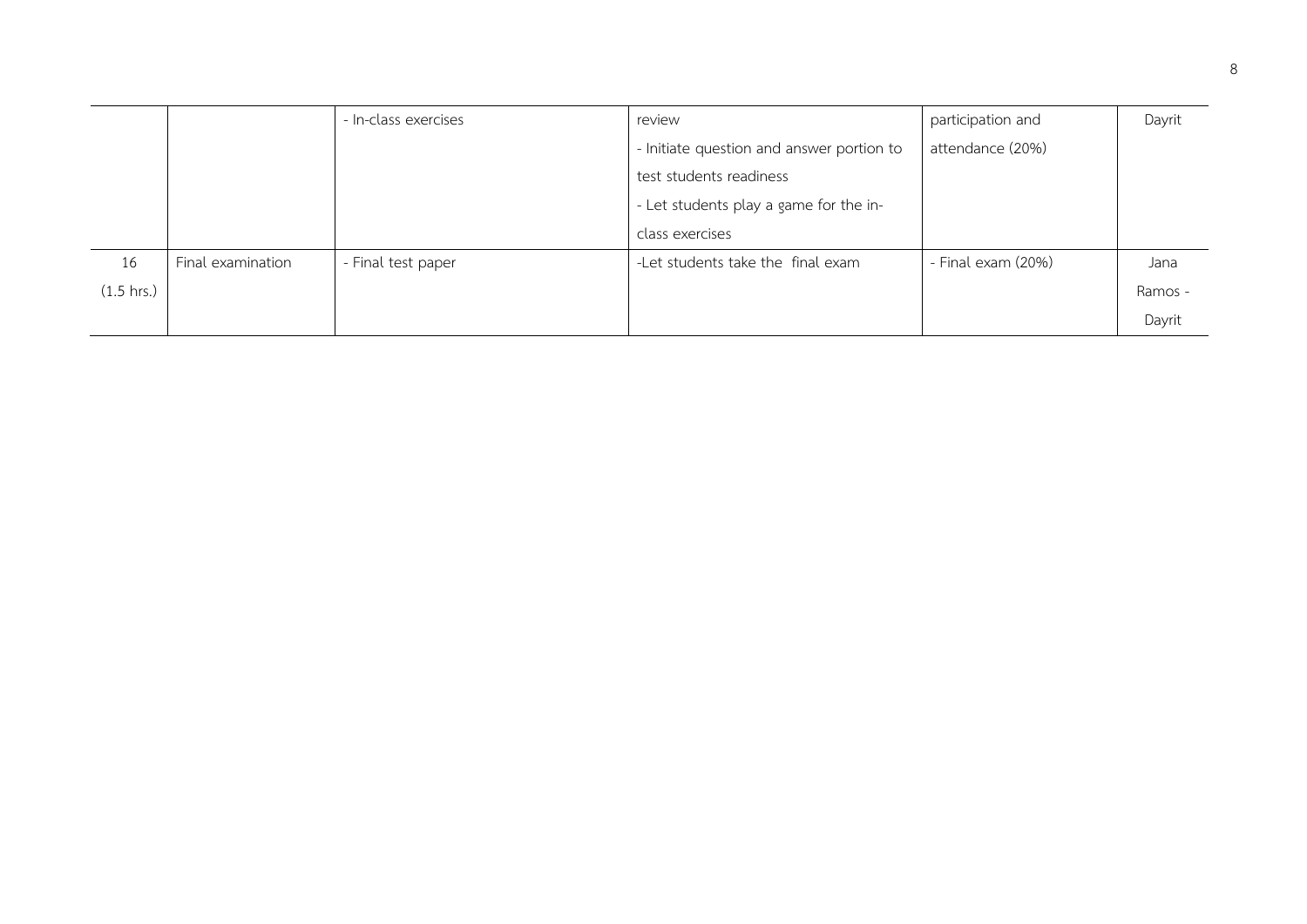| | | - In-class exercises | review<br>- Initiate question and answer portion to test students readiness<br>- Let students play a game for the in-class exercises | participation and attendance (20%) | Dayrit |
|---|---|---|---|---|---|
| 16<br>(1.5 hrs.) | Final examination | - Final test paper | -Let students take the final exam | - Final exam (20%) | Jana Ramos - Dayrit |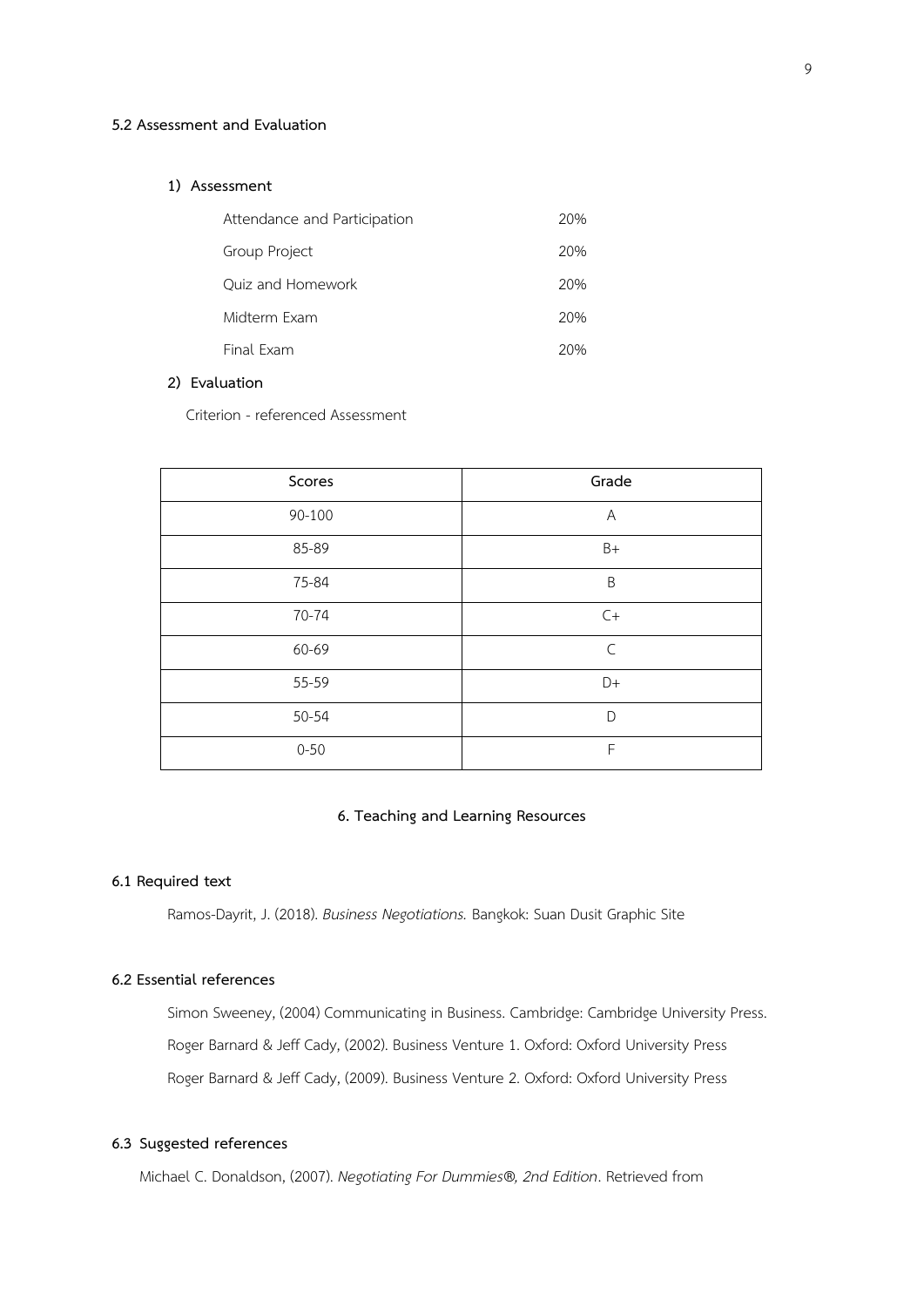### 5.2 Assessment and Evaluation

**1) Assessment**

| | |
|---|---|
| Attendance and Participation | 20% |
| Group Project | 20% |
| Quiz and Homework | 20% |
| Midterm Exam | 20% |
| Final Exam | 20% |

**2) Evaluation**

Criterion - referenced Assessment

| Scores | Grade |
|---|---|
| 90-100 | A |
| 85-89 | B+ |
| 75-84 | B |
| 70-74 | C+ |
| 60-69 | C |
| 55-59 | D+ |
| 50-54 | D |
| 0-50 | F |

## 6. Teaching and Learning Resources

### 6.1 Required text

Ramos-Dayrit, J. (2018). *Business Negotiations.* Bangkok: Suan Dusit Graphic Site

### 6.2 Essential references

Simon Sweeney, (2004) Communicating in Business. Cambridge: Cambridge University Press.

Roger Barnard & Jeff Cady, (2002). Business Venture 1. Oxford: Oxford University Press

Roger Barnard & Jeff Cady, (2009). Business Venture 2. Oxford: Oxford University Press

### 6.3 Suggested references

Michael C. Donaldson, (2007). *Negotiating For Dummies®, 2nd Edition*. Retrieved from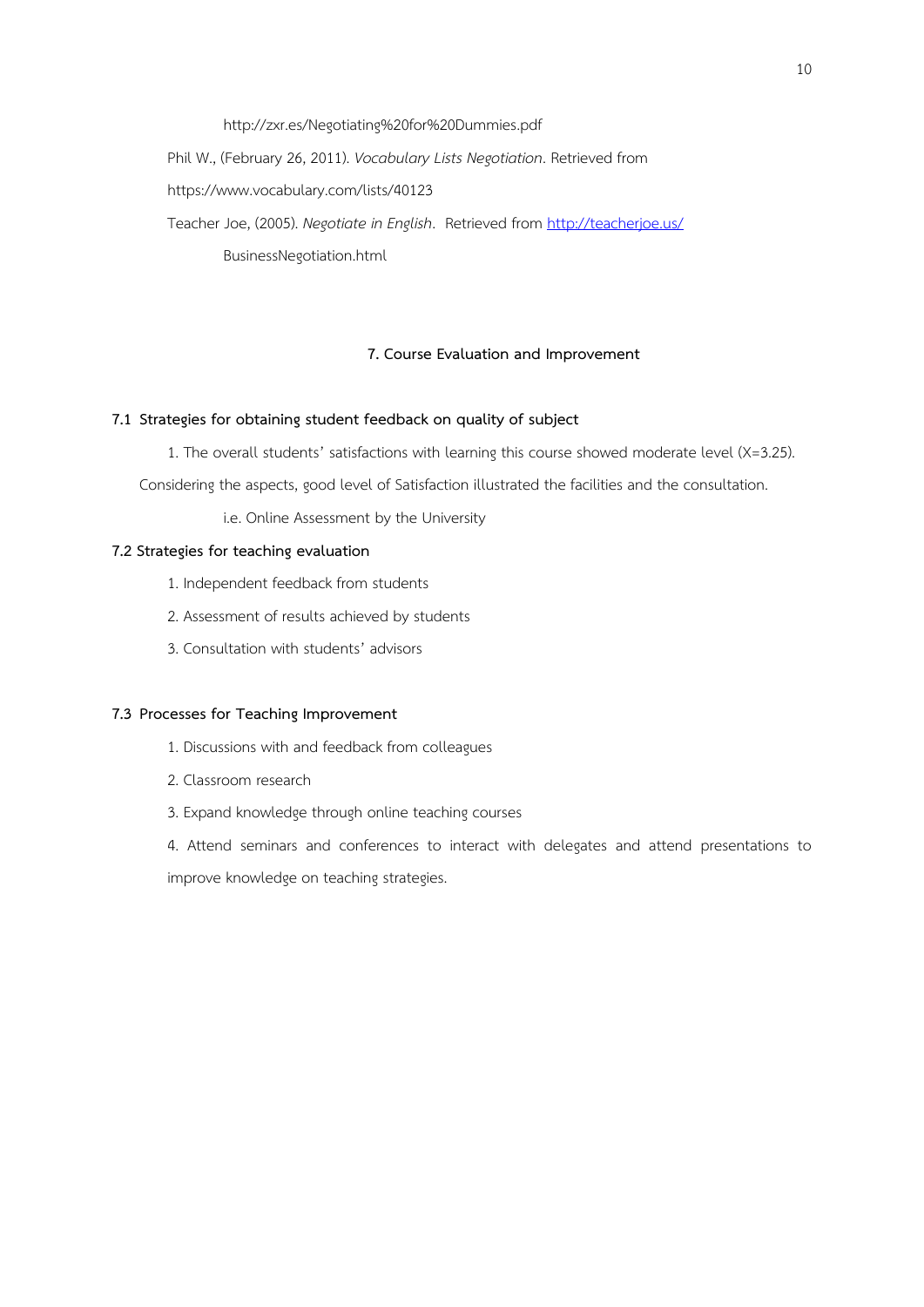http://zxr.es/Negotiating%20for%20Dummies.pdf

Phil W., (February 26, 2011). *Vocabulary Lists Negotiation*. Retrieved from https://www.vocabulary.com/lists/40123

Teacher Joe, (2005). *Negotiate in English*. Retrieved from http://teacherjoe.us/BusinessNegotiation.html

## 7. Course Evaluation and Improvement

**7.1 Strategies for obtaining student feedback on quality of subject**

1. The overall students' satisfactions with learning this course showed moderate level (X=3.25). Considering the aspects, good level of Satisfaction illustrated the facilities and the consultation.

i.e. Online Assessment by the University

**7.2 Strategies for teaching evaluation**

1. Independent feedback from students
2. Assessment of results achieved by students
3. Consultation with students' advisors

**7.3 Processes for Teaching Improvement**

1. Discussions with and feedback from colleagues
2. Classroom research
3. Expand knowledge through online teaching courses
4. Attend seminars and conferences to interact with delegates and attend presentations to improve knowledge on teaching strategies.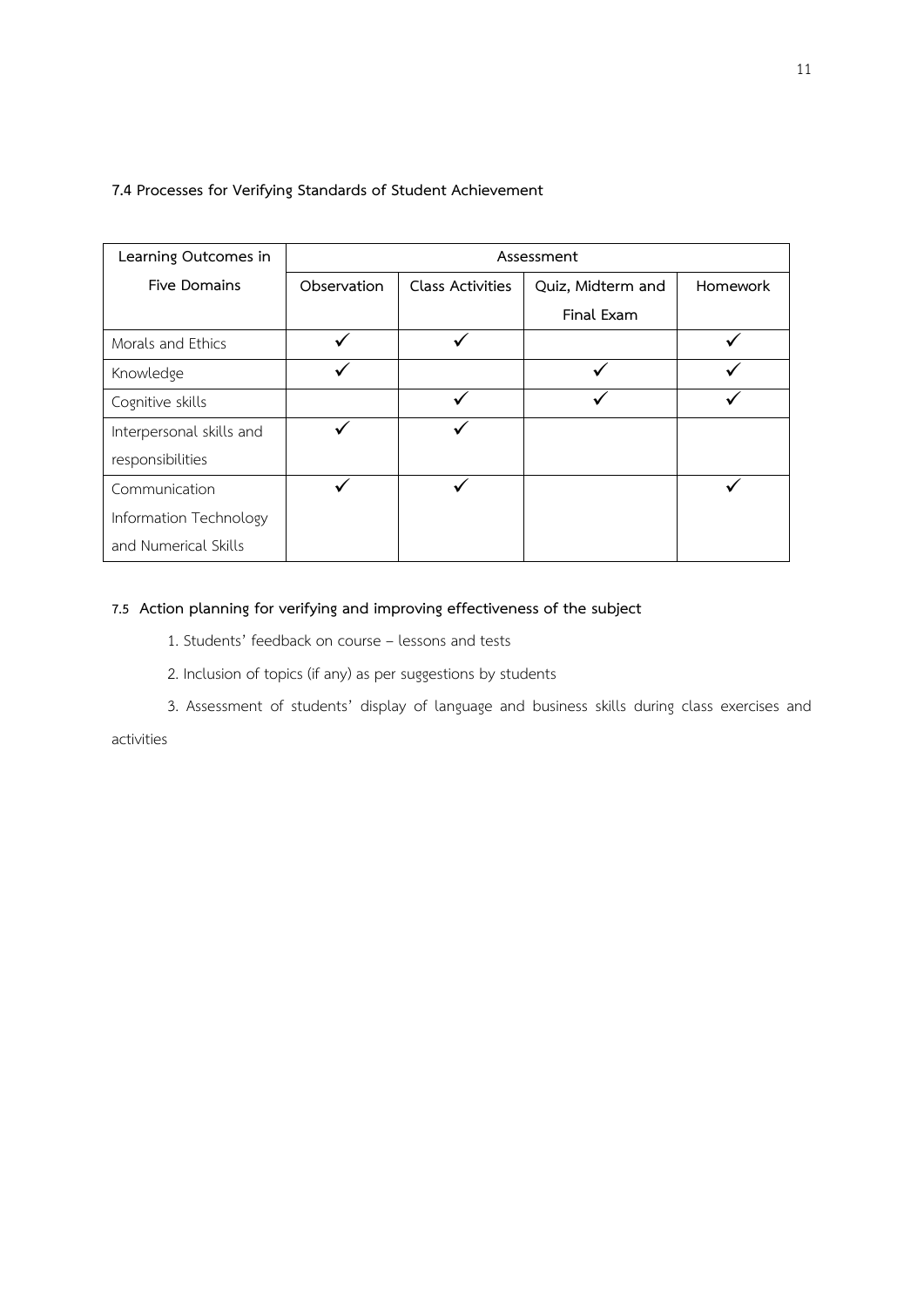**7.4 Processes for Verifying Standards of Student Achievement**

| Learning Outcomes in Five Domains | Assessment | | | |
|---|---|---|---|---|
| | Observation | Class Activities | Quiz, Midterm and Final Exam | Homework |
| Morals and Ethics | ✓ | ✓ | | ✓ |
| Knowledge | ✓ | | ✓ | ✓ |
| Cognitive skills | | ✓ | ✓ | ✓ |
| Interpersonal skills and responsibilities | ✓ | ✓ | | |
| Communication Information Technology and Numerical Skills | ✓ | ✓ | | ✓ |

**7.5 Action planning for verifying and improving effectiveness of the subject**

1. Students' feedback on course – lessons and tests
2. Inclusion of topics (if any) as per suggestions by students
3. Assessment of students' display of language and business skills during class exercises and activities